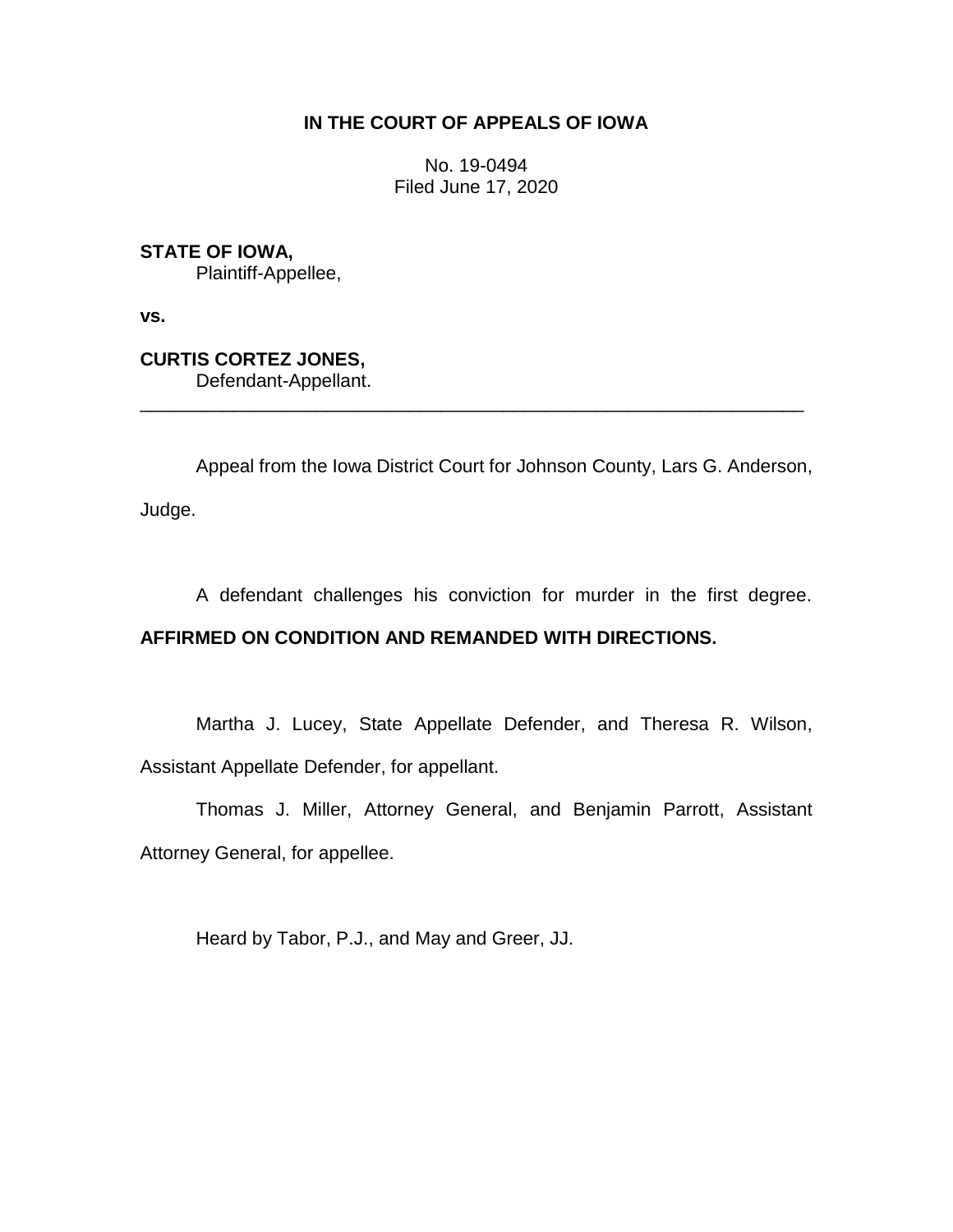**IN THE COURT OF APPEALS OF IOWA**

No. 19-0494
Filed June 17, 2020

**STATE OF IOWA,**
Plaintiff-Appellee,

**vs.**

**CURTIS CORTEZ JONES,**
Defendant-Appellant.

---

Appeal from the Iowa District Court for Johnson County, Lars G. Anderson, Judge.

A defendant challenges his conviction for murder in the first degree. **AFFIRMED ON CONDITION AND REMANDED WITH DIRECTIONS.**

Martha J. Lucey, State Appellate Defender, and Theresa R. Wilson, Assistant Appellate Defender, for appellant.

Thomas J. Miller, Attorney General, and Benjamin Parrott, Assistant Attorney General, for appellee.

Heard by Tabor, P.J., and May and Greer, JJ.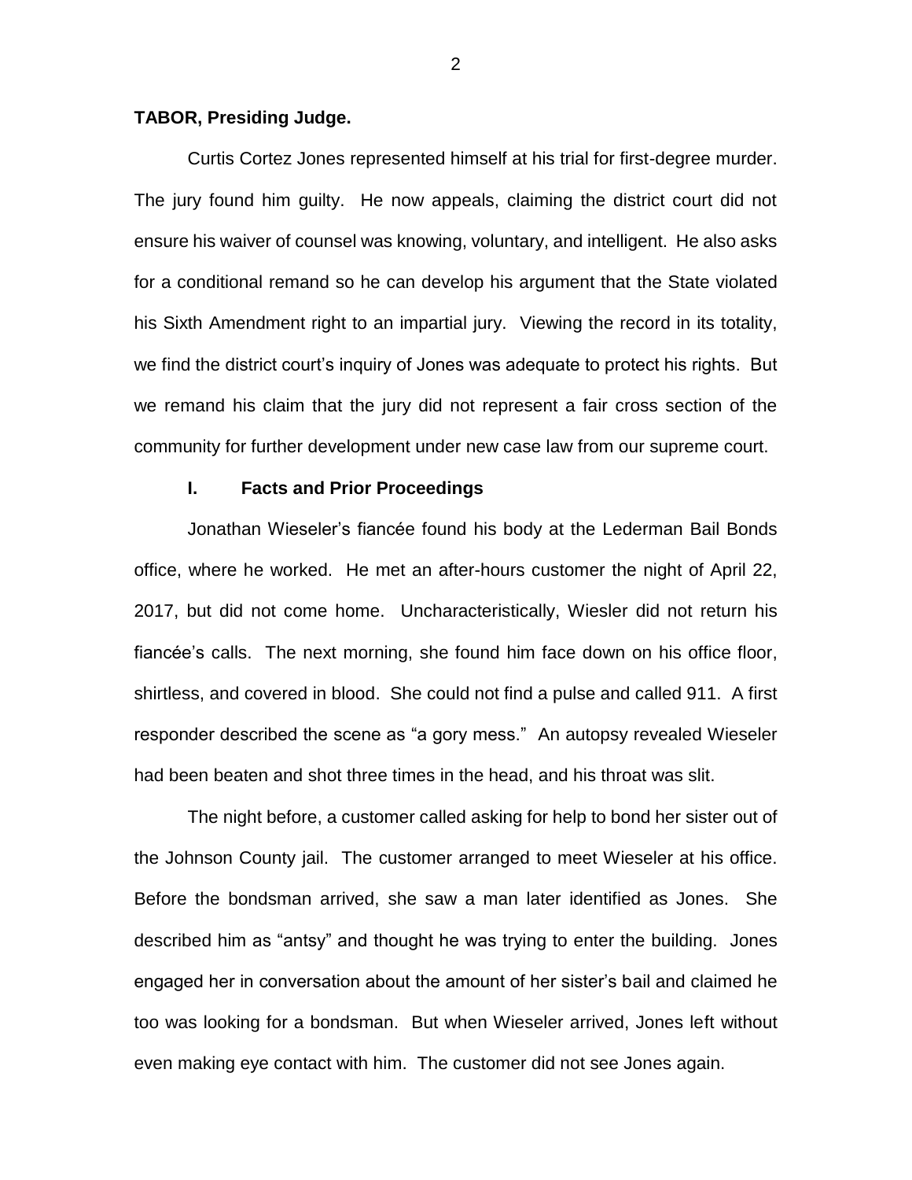**TABOR, Presiding Judge.**

Curtis Cortez Jones represented himself at his trial for first-degree murder. The jury found him guilty. He now appeals, claiming the district court did not ensure his waiver of counsel was knowing, voluntary, and intelligent. He also asks for a conditional remand so he can develop his argument that the State violated his Sixth Amendment right to an impartial jury. Viewing the record in its totality, we find the district court's inquiry of Jones was adequate to protect his rights. But we remand his claim that the jury did not represent a fair cross section of the community for further development under new case law from our supreme court.

## I. Facts and Prior Proceedings

Jonathan Wieseler's fiancée found his body at the Lederman Bail Bonds office, where he worked. He met an after-hours customer the night of April 22, 2017, but did not come home. Uncharacteristically, Wiesler did not return his fiancée's calls. The next morning, she found him face down on his office floor, shirtless, and covered in blood. She could not find a pulse and called 911. A first responder described the scene as "a gory mess." An autopsy revealed Wieseler had been beaten and shot three times in the head, and his throat was slit.

The night before, a customer called asking for help to bond her sister out of the Johnson County jail. The customer arranged to meet Wieseler at his office. Before the bondsman arrived, she saw a man later identified as Jones. She described him as "antsy" and thought he was trying to enter the building. Jones engaged her in conversation about the amount of her sister's bail and claimed he too was looking for a bondsman. But when Wieseler arrived, Jones left without even making eye contact with him. The customer did not see Jones again.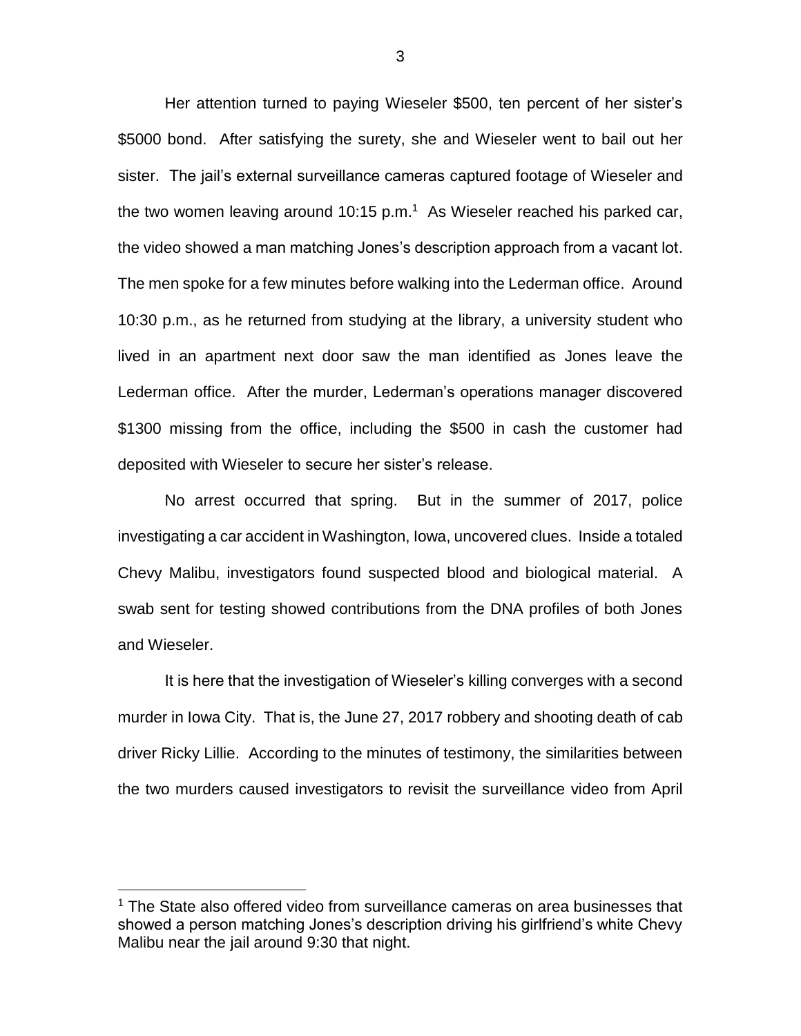Her attention turned to paying Wieseler $500, ten percent of her sister's $5000 bond. After satisfying the surety, she and Wieseler went to bail out her sister. The jail's external surveillance cameras captured footage of Wieseler and the two women leaving around 10:15 p.m.[1] As Wieseler reached his parked car, the video showed a man matching Jones's description approach from a vacant lot. The men spoke for a few minutes before walking into the Lederman office. Around 10:30 p.m., as he returned from studying at the library, a university student who lived in an apartment next door saw the man identified as Jones leave the Lederman office. After the murder, Lederman's operations manager discovered $1300 missing from the office, including the $500 in cash the customer had deposited with Wieseler to secure her sister's release.

No arrest occurred that spring. But in the summer of 2017, police investigating a car accident in Washington, Iowa, uncovered clues. Inside a totaled Chevy Malibu, investigators found suspected blood and biological material. A swab sent for testing showed contributions from the DNA profiles of both Jones and Wieseler.

It is here that the investigation of Wieseler's killing converges with a second murder in Iowa City. That is, the June 27, 2017 robbery and shooting death of cab driver Ricky Lillie. According to the minutes of testimony, the similarities between the two murders caused investigators to revisit the surveillance video from April

---

[1] The State also offered video from surveillance cameras on area businesses that showed a person matching Jones's description driving his girlfriend's white Chevy Malibu near the jail around 9:30 that night.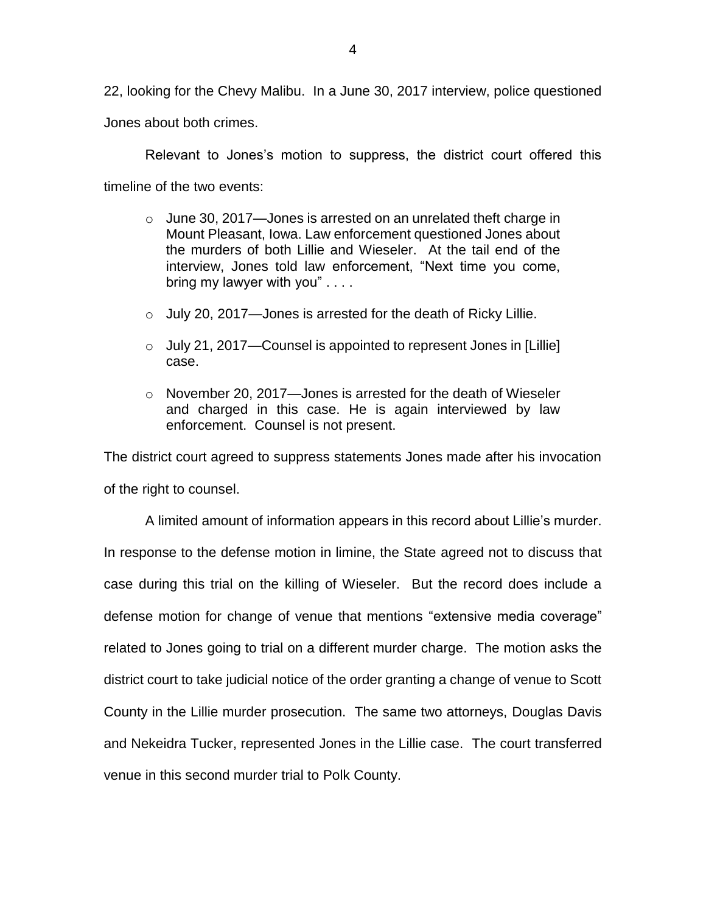22, looking for the Chevy Malibu. In a June 30, 2017 interview, police questioned Jones about both crimes.

Relevant to Jones's motion to suppress, the district court offered this timeline of the two events:

- June 30, 2017—Jones is arrested on an unrelated theft charge in Mount Pleasant, Iowa. Law enforcement questioned Jones about the murders of both Lillie and Wieseler. At the tail end of the interview, Jones told law enforcement, "Next time you come, bring my lawyer with you" . . . .
- July 20, 2017—Jones is arrested for the death of Ricky Lillie.
- July 21, 2017—Counsel is appointed to represent Jones in [Lillie] case.
- November 20, 2017—Jones is arrested for the death of Wieseler and charged in this case. He is again interviewed by law enforcement. Counsel is not present.

The district court agreed to suppress statements Jones made after his invocation of the right to counsel.

A limited amount of information appears in this record about Lillie's murder. In response to the defense motion in limine, the State agreed not to discuss that case during this trial on the killing of Wieseler. But the record does include a defense motion for change of venue that mentions "extensive media coverage" related to Jones going to trial on a different murder charge. The motion asks the district court to take judicial notice of the order granting a change of venue to Scott County in the Lillie murder prosecution. The same two attorneys, Douglas Davis and Nekeidra Tucker, represented Jones in the Lillie case. The court transferred venue in this second murder trial to Polk County.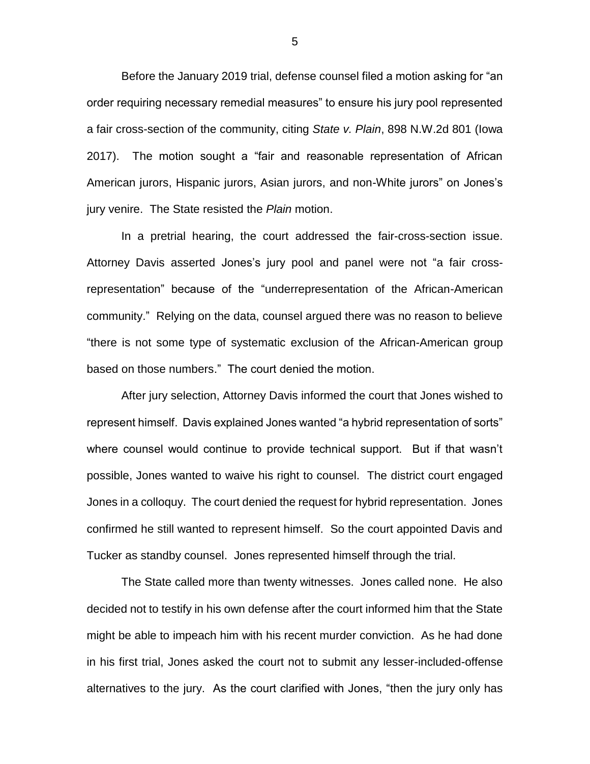Before the January 2019 trial, defense counsel filed a motion asking for "an order requiring necessary remedial measures" to ensure his jury pool represented a fair cross-section of the community, citing *State v. Plain*, 898 N.W.2d 801 (Iowa 2017). The motion sought a "fair and reasonable representation of African American jurors, Hispanic jurors, Asian jurors, and non-White jurors" on Jones's jury venire. The State resisted the *Plain* motion.

In a pretrial hearing, the court addressed the fair-cross-section issue. Attorney Davis asserted Jones's jury pool and panel were not "a fair cross-representation" because of the "underrepresentation of the African-American community." Relying on the data, counsel argued there was no reason to believe "there is not some type of systematic exclusion of the African-American group based on those numbers." The court denied the motion.

After jury selection, Attorney Davis informed the court that Jones wished to represent himself. Davis explained Jones wanted "a hybrid representation of sorts" where counsel would continue to provide technical support. But if that wasn't possible, Jones wanted to waive his right to counsel. The district court engaged Jones in a colloquy. The court denied the request for hybrid representation. Jones confirmed he still wanted to represent himself. So the court appointed Davis and Tucker as standby counsel. Jones represented himself through the trial.

The State called more than twenty witnesses. Jones called none. He also decided not to testify in his own defense after the court informed him that the State might be able to impeach him with his recent murder conviction. As he had done in his first trial, Jones asked the court not to submit any lesser-included-offense alternatives to the jury. As the court clarified with Jones, "then the jury only has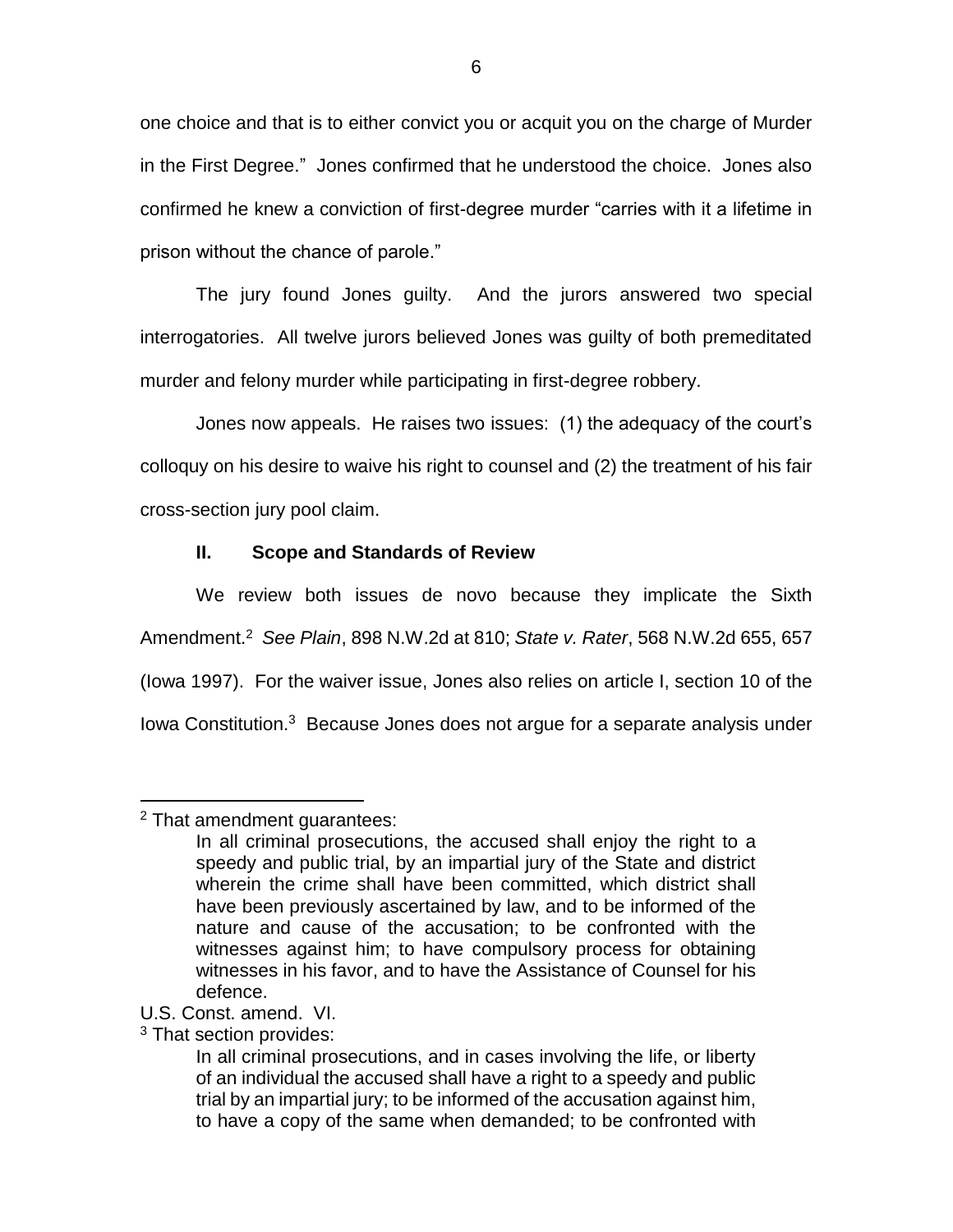one choice and that is to either convict you or acquit you on the charge of Murder in the First Degree." Jones confirmed that he understood the choice. Jones also confirmed he knew a conviction of first-degree murder "carries with it a lifetime in prison without the chance of parole."

The jury found Jones guilty. And the jurors answered two special interrogatories. All twelve jurors believed Jones was guilty of both premeditated murder and felony murder while participating in first-degree robbery.

Jones now appeals. He raises two issues: (1) the adequacy of the court's colloquy on his desire to waive his right to counsel and (2) the treatment of his fair cross-section jury pool claim.

## II. Scope and Standards of Review

We review both issues de novo because they implicate the Sixth Amendment.[2] *See Plain*, 898 N.W.2d at 810; *State v. Rater*, 568 N.W.2d 655, 657 (Iowa 1997). For the waiver issue, Jones also relies on article I, section 10 of the Iowa Constitution.[3] Because Jones does not argue for a separate analysis under

---

[2] That amendment guarantees:

> In all criminal prosecutions, the accused shall enjoy the right to a speedy and public trial, by an impartial jury of the State and district wherein the crime shall have been committed, which district shall have been previously ascertained by law, and to be informed of the nature and cause of the accusation; to be confronted with the witnesses against him; to have compulsory process for obtaining witnesses in his favor, and to have the Assistance of Counsel for his defence.

U.S. Const. amend. VI.

[3] That section provides:

> In all criminal prosecutions, and in cases involving the life, or liberty of an individual the accused shall have a right to a speedy and public trial by an impartial jury; to be informed of the accusation against him, to have a copy of the same when demanded; to be confronted with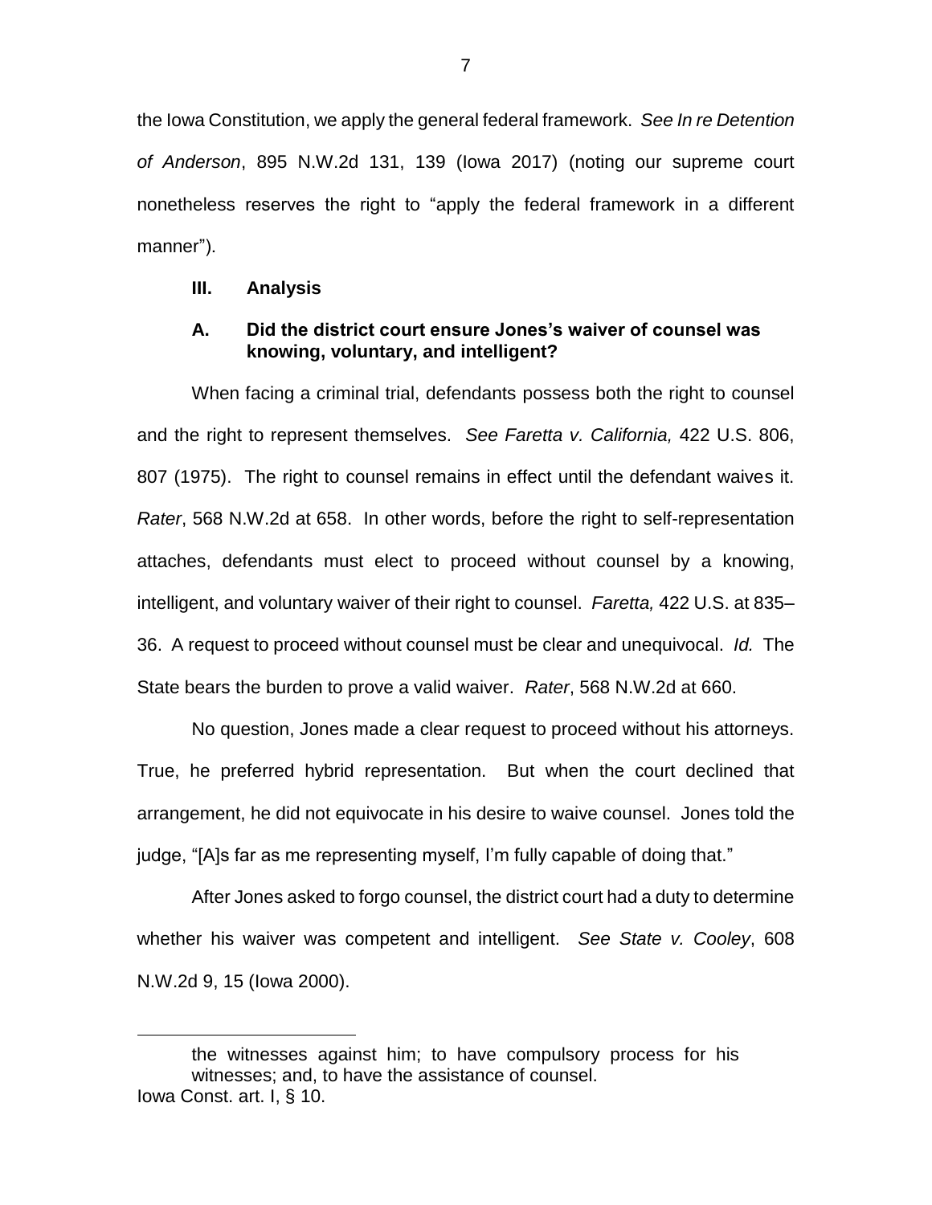the Iowa Constitution, we apply the general federal framework. *See In re Detention of Anderson*, 895 N.W.2d 131, 139 (Iowa 2017) (noting our supreme court nonetheless reserves the right to "apply the federal framework in a different manner").

**III. Analysis**

**A. Did the district court ensure Jones's waiver of counsel was knowing, voluntary, and intelligent?**

When facing a criminal trial, defendants possess both the right to counsel and the right to represent themselves. *See Faretta v. California,* 422 U.S. 806, 807 (1975). The right to counsel remains in effect until the defendant waives it. *Rater*, 568 N.W.2d at 658. In other words, before the right to self-representation attaches, defendants must elect to proceed without counsel by a knowing, intelligent, and voluntary waiver of their right to counsel. *Faretta,* 422 U.S. at 835–36. A request to proceed without counsel must be clear and unequivocal. *Id.* The State bears the burden to prove a valid waiver. *Rater*, 568 N.W.2d at 660.

No question, Jones made a clear request to proceed without his attorneys. True, he preferred hybrid representation. But when the court declined that arrangement, he did not equivocate in his desire to waive counsel. Jones told the judge, "[A]s far as me representing myself, I'm fully capable of doing that."

After Jones asked to forgo counsel, the district court had a duty to determine whether his waiver was competent and intelligent. *See State v. Cooley*, 608 N.W.2d 9, 15 (Iowa 2000).

---

> the witnesses against him; to have compulsory process for his witnesses; and, to have the assistance of counsel.

Iowa Const. art. I, § 10.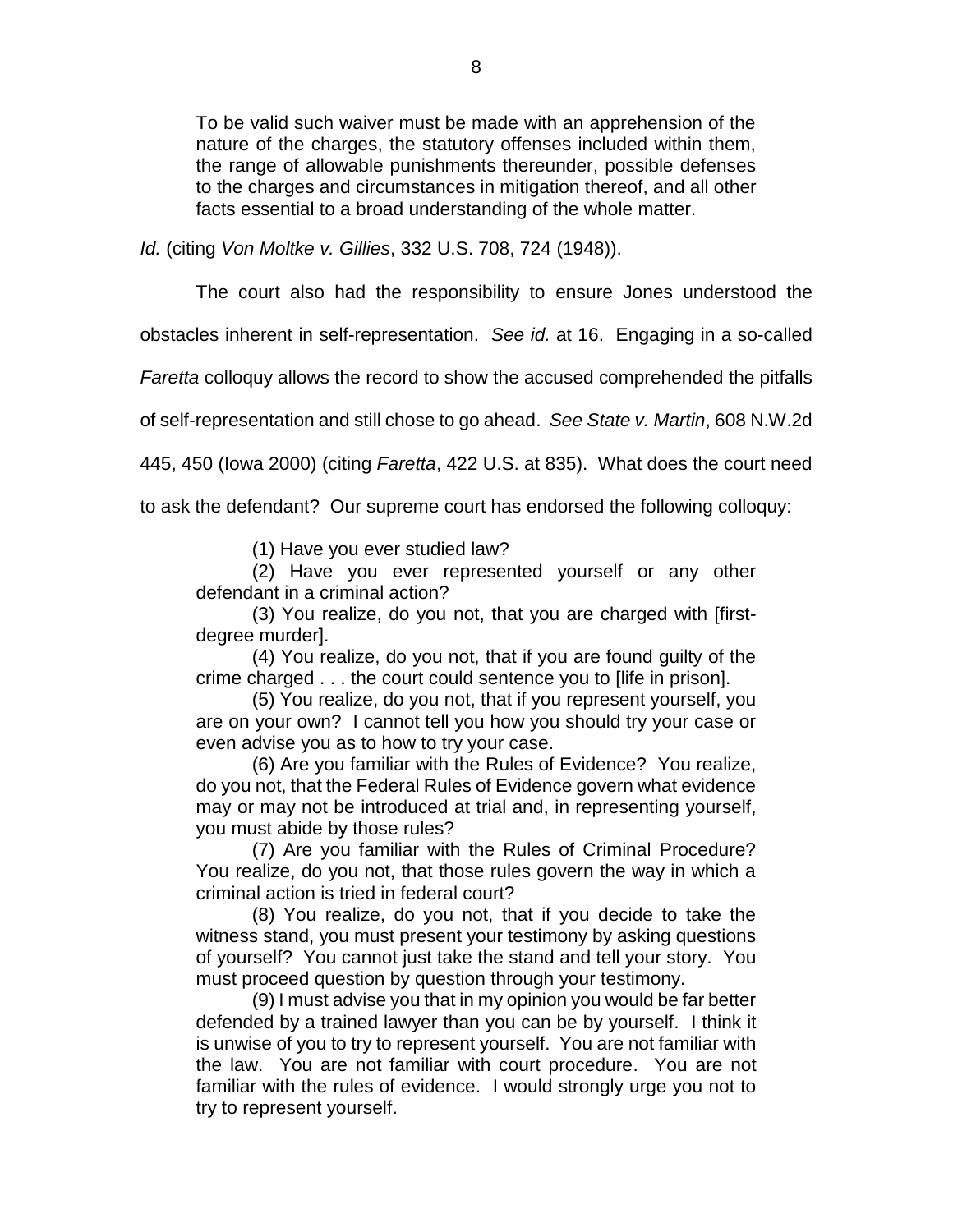> To be valid such waiver must be made with an apprehension of the nature of the charges, the statutory offenses included within them, the range of allowable punishments thereunder, possible defenses to the charges and circumstances in mitigation thereof, and all other facts essential to a broad understanding of the whole matter.

*Id.* (citing *Von Moltke v. Gillies*, 332 U.S. 708, 724 (1948)).

The court also had the responsibility to ensure Jones understood the obstacles inherent in self-representation. *See id.* at 16. Engaging in a so-called *Faretta* colloquy allows the record to show the accused comprehended the pitfalls of self-representation and still chose to go ahead. *See State v. Martin*, 608 N.W.2d 445, 450 (Iowa 2000) (citing *Faretta*, 422 U.S. at 835). What does the court need to ask the defendant? Our supreme court has endorsed the following colloquy:

> (1) Have you ever studied law?
>
> (2) Have you ever represented yourself or any other defendant in a criminal action?
>
> (3) You realize, do you not, that you are charged with [first-degree murder].
>
> (4) You realize, do you not, that if you are found guilty of the crime charged . . . the court could sentence you to [life in prison].
>
> (5) You realize, do you not, that if you represent yourself, you are on your own? I cannot tell you how you should try your case or even advise you as to how to try your case.
>
> (6) Are you familiar with the Rules of Evidence? You realize, do you not, that the Federal Rules of Evidence govern what evidence may or may not be introduced at trial and, in representing yourself, you must abide by those rules?
>
> (7) Are you familiar with the Rules of Criminal Procedure? You realize, do you not, that those rules govern the way in which a criminal action is tried in federal court?
>
> (8) You realize, do you not, that if you decide to take the witness stand, you must present your testimony by asking questions of yourself? You cannot just take the stand and tell your story. You must proceed question by question through your testimony.
>
> (9) I must advise you that in my opinion you would be far better defended by a trained lawyer than you can be by yourself. I think it is unwise of you to try to represent yourself. You are not familiar with the law. You are not familiar with court procedure. You are not familiar with the rules of evidence. I would strongly urge you not to try to represent yourself.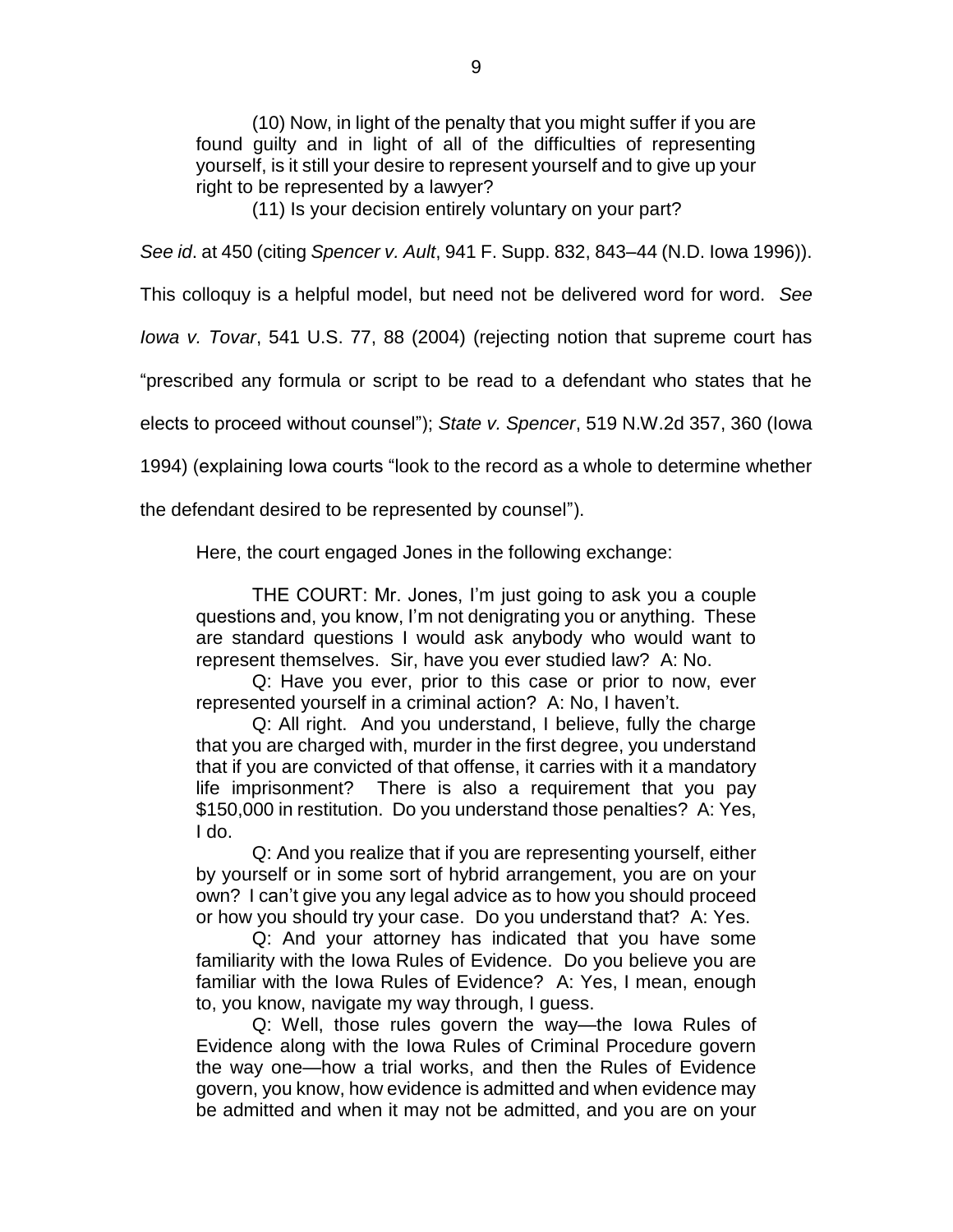(10) Now, in light of the penalty that you might suffer if you are found guilty and in light of all of the difficulties of representing yourself, is it still your desire to represent yourself and to give up your right to be represented by a lawyer?

(11) Is your decision entirely voluntary on your part?

*See id*. at 450 (citing *Spencer v. Ault*, 941 F. Supp. 832, 843–44 (N.D. Iowa 1996)). This colloquy is a helpful model, but need not be delivered word for word. *See Iowa v. Tovar*, 541 U.S. 77, 88 (2004) (rejecting notion that supreme court has "prescribed any formula or script to be read to a defendant who states that he elects to proceed without counsel"); *State v. Spencer*, 519 N.W.2d 357, 360 (Iowa 1994) (explaining Iowa courts "look to the record as a whole to determine whether the defendant desired to be represented by counsel").

Here, the court engaged Jones in the following exchange:

> THE COURT: Mr. Jones, I'm just going to ask you a couple questions and, you know, I'm not denigrating you or anything. These are standard questions I would ask anybody who would want to represent themselves. Sir, have you ever studied law? A: No.
>
> Q: Have you ever, prior to this case or prior to now, ever represented yourself in a criminal action? A: No, I haven't.
>
> Q: All right. And you understand, I believe, fully the charge that you are charged with, murder in the first degree, you understand that if you are convicted of that offense, it carries with it a mandatory life imprisonment? There is also a requirement that you pay $150,000 in restitution. Do you understand those penalties? A: Yes, I do.
>
> Q: And you realize that if you are representing yourself, either by yourself or in some sort of hybrid arrangement, you are on your own? I can't give you any legal advice as to how you should proceed or how you should try your case. Do you understand that? A: Yes.
>
> Q: And your attorney has indicated that you have some familiarity with the Iowa Rules of Evidence. Do you believe you are familiar with the Iowa Rules of Evidence? A: Yes, I mean, enough to, you know, navigate my way through, I guess.
>
> Q: Well, those rules govern the way—the Iowa Rules of Evidence along with the Iowa Rules of Criminal Procedure govern the way one—how a trial works, and then the Rules of Evidence govern, you know, how evidence is admitted and when evidence may be admitted and when it may not be admitted, and you are on your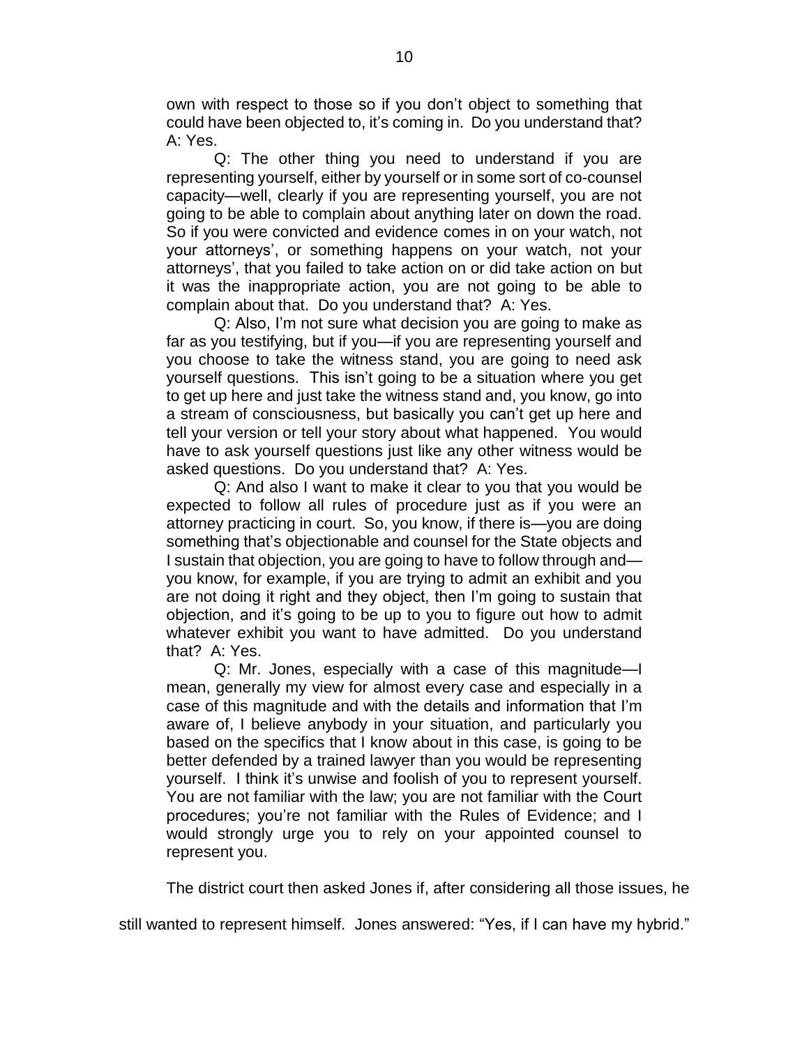own with respect to those so if you don't object to something that could have been objected to, it's coming in. Do you understand that? A: Yes.

Q: The other thing you need to understand if you are representing yourself, either by yourself or in some sort of co-counsel capacity—well, clearly if you are representing yourself, you are not going to be able to complain about anything later on down the road. So if you were convicted and evidence comes in on your watch, not your attorneys', or something happens on your watch, not your attorneys', that you failed to take action on or did take action on but it was the inappropriate action, you are not going to be able to complain about that. Do you understand that? A: Yes.

Q: Also, I'm not sure what decision you are going to make as far as you testifying, but if you—if you are representing yourself and you choose to take the witness stand, you are going to need ask yourself questions. This isn't going to be a situation where you get to get up here and just take the witness stand and, you know, go into a stream of consciousness, but basically you can't get up here and tell your version or tell your story about what happened. You would have to ask yourself questions just like any other witness would be asked questions. Do you understand that? A: Yes.

Q: And also I want to make it clear to you that you would be expected to follow all rules of procedure just as if you were an attorney practicing in court. So, you know, if there is—you are doing something that's objectionable and counsel for the State objects and I sustain that objection, you are going to have to follow through and—you know, for example, if you are trying to admit an exhibit and you are not doing it right and they object, then I'm going to sustain that objection, and it's going to be up to you to figure out how to admit whatever exhibit you want to have admitted. Do you understand that? A: Yes.

Q: Mr. Jones, especially with a case of this magnitude—I mean, generally my view for almost every case and especially in a case of this magnitude and with the details and information that I'm aware of, I believe anybody in your situation, and particularly you based on the specifics that I know about in this case, is going to be better defended by a trained lawyer than you would be representing yourself. I think it's unwise and foolish of you to represent yourself. You are not familiar with the law; you are not familiar with the Court procedures; you're not familiar with the Rules of Evidence; and I would strongly urge you to rely on your appointed counsel to represent you.

The district court then asked Jones if, after considering all those issues, he still wanted to represent himself. Jones answered: "Yes, if I can have my hybrid."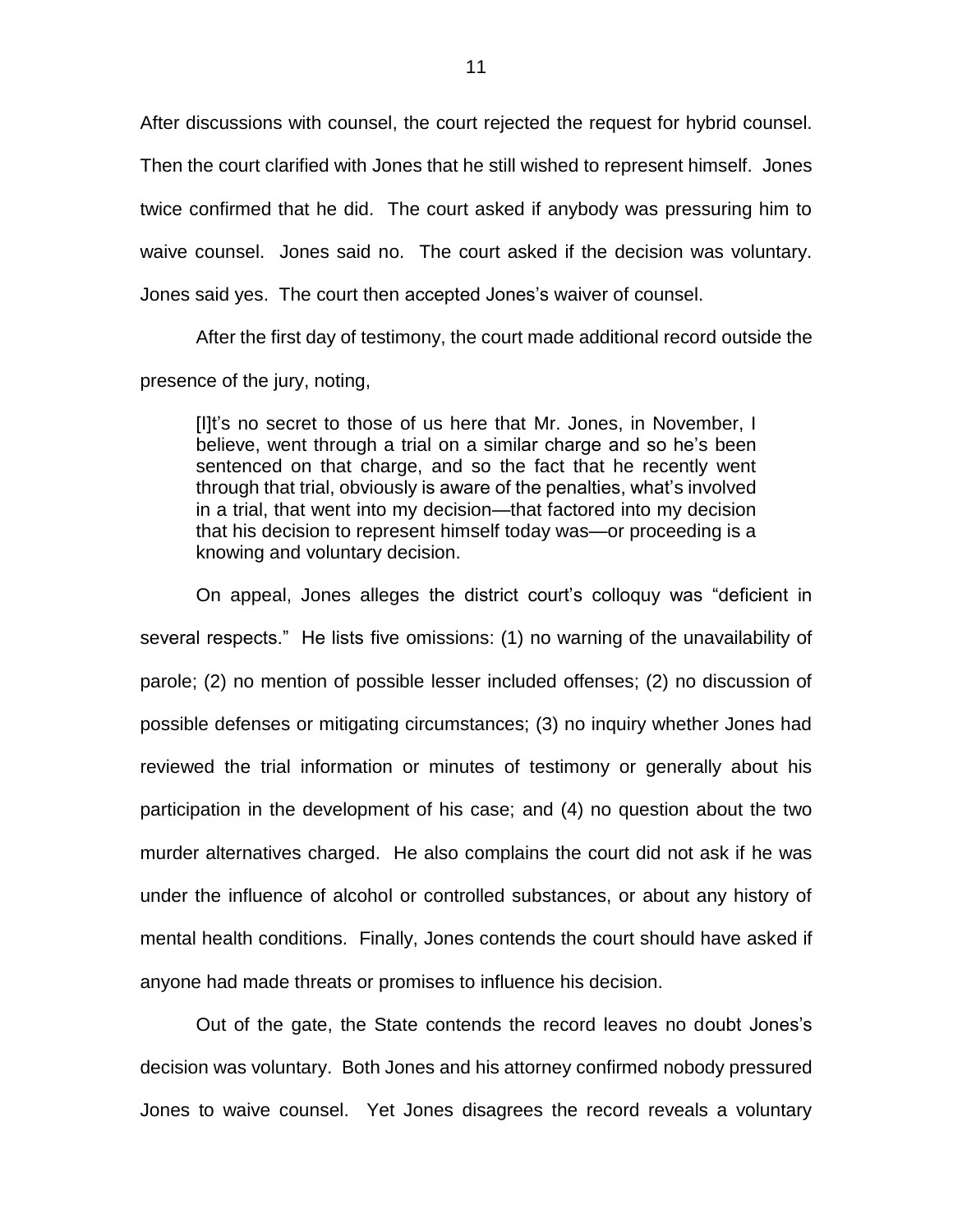After discussions with counsel, the court rejected the request for hybrid counsel. Then the court clarified with Jones that he still wished to represent himself. Jones twice confirmed that he did. The court asked if anybody was pressuring him to waive counsel. Jones said no. The court asked if the decision was voluntary. Jones said yes. The court then accepted Jones's waiver of counsel.

After the first day of testimony, the court made additional record outside the presence of the jury, noting,

> [I]t's no secret to those of us here that Mr. Jones, in November, I believe, went through a trial on a similar charge and so he's been sentenced on that charge, and so the fact that he recently went through that trial, obviously is aware of the penalties, what's involved in a trial, that went into my decision—that factored into my decision that his decision to represent himself today was—or proceeding is a knowing and voluntary decision.

On appeal, Jones alleges the district court's colloquy was "deficient in several respects." He lists five omissions: (1) no warning of the unavailability of parole; (2) no mention of possible lesser included offenses; (2) no discussion of possible defenses or mitigating circumstances; (3) no inquiry whether Jones had reviewed the trial information or minutes of testimony or generally about his participation in the development of his case; and (4) no question about the two murder alternatives charged. He also complains the court did not ask if he was under the influence of alcohol or controlled substances, or about any history of mental health conditions. Finally, Jones contends the court should have asked if anyone had made threats or promises to influence his decision.

Out of the gate, the State contends the record leaves no doubt Jones's decision was voluntary. Both Jones and his attorney confirmed nobody pressured Jones to waive counsel. Yet Jones disagrees the record reveals a voluntary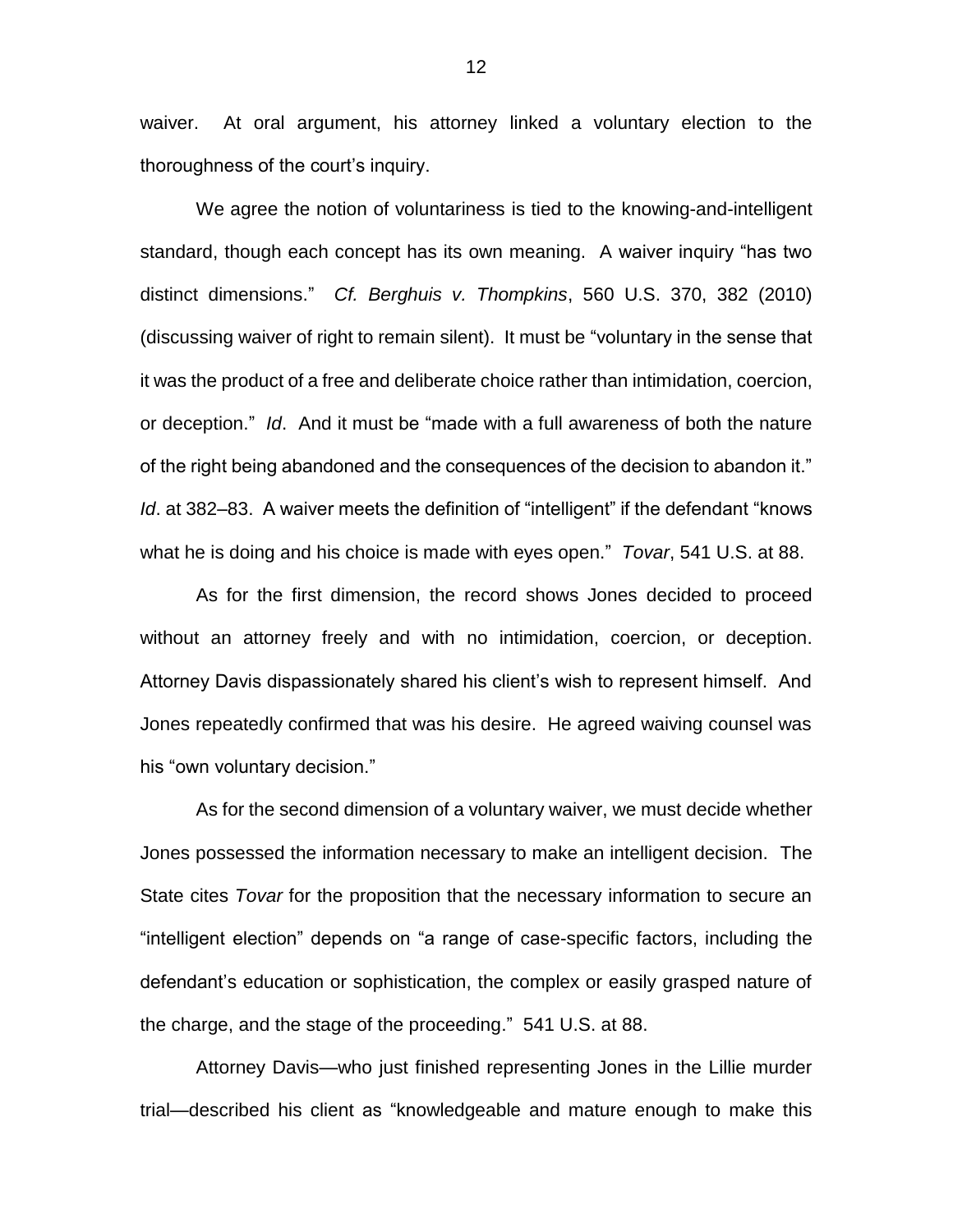waiver. At oral argument, his attorney linked a voluntary election to the thoroughness of the court's inquiry.

We agree the notion of voluntariness is tied to the knowing-and-intelligent standard, though each concept has its own meaning. A waiver inquiry "has two distinct dimensions." *Cf. Berghuis v. Thompkins*, 560 U.S. 370, 382 (2010) (discussing waiver of right to remain silent). It must be "voluntary in the sense that it was the product of a free and deliberate choice rather than intimidation, coercion, or deception." *Id*. And it must be "made with a full awareness of both the nature of the right being abandoned and the consequences of the decision to abandon it." *Id*. at 382–83. A waiver meets the definition of "intelligent" if the defendant "knows what he is doing and his choice is made with eyes open." *Tovar*, 541 U.S. at 88.

As for the first dimension, the record shows Jones decided to proceed without an attorney freely and with no intimidation, coercion, or deception. Attorney Davis dispassionately shared his client's wish to represent himself. And Jones repeatedly confirmed that was his desire. He agreed waiving counsel was his "own voluntary decision."

As for the second dimension of a voluntary waiver, we must decide whether Jones possessed the information necessary to make an intelligent decision. The State cites *Tovar* for the proposition that the necessary information to secure an "intelligent election" depends on "a range of case-specific factors, including the defendant's education or sophistication, the complex or easily grasped nature of the charge, and the stage of the proceeding." 541 U.S. at 88.

Attorney Davis—who just finished representing Jones in the Lillie murder trial—described his client as "knowledgeable and mature enough to make this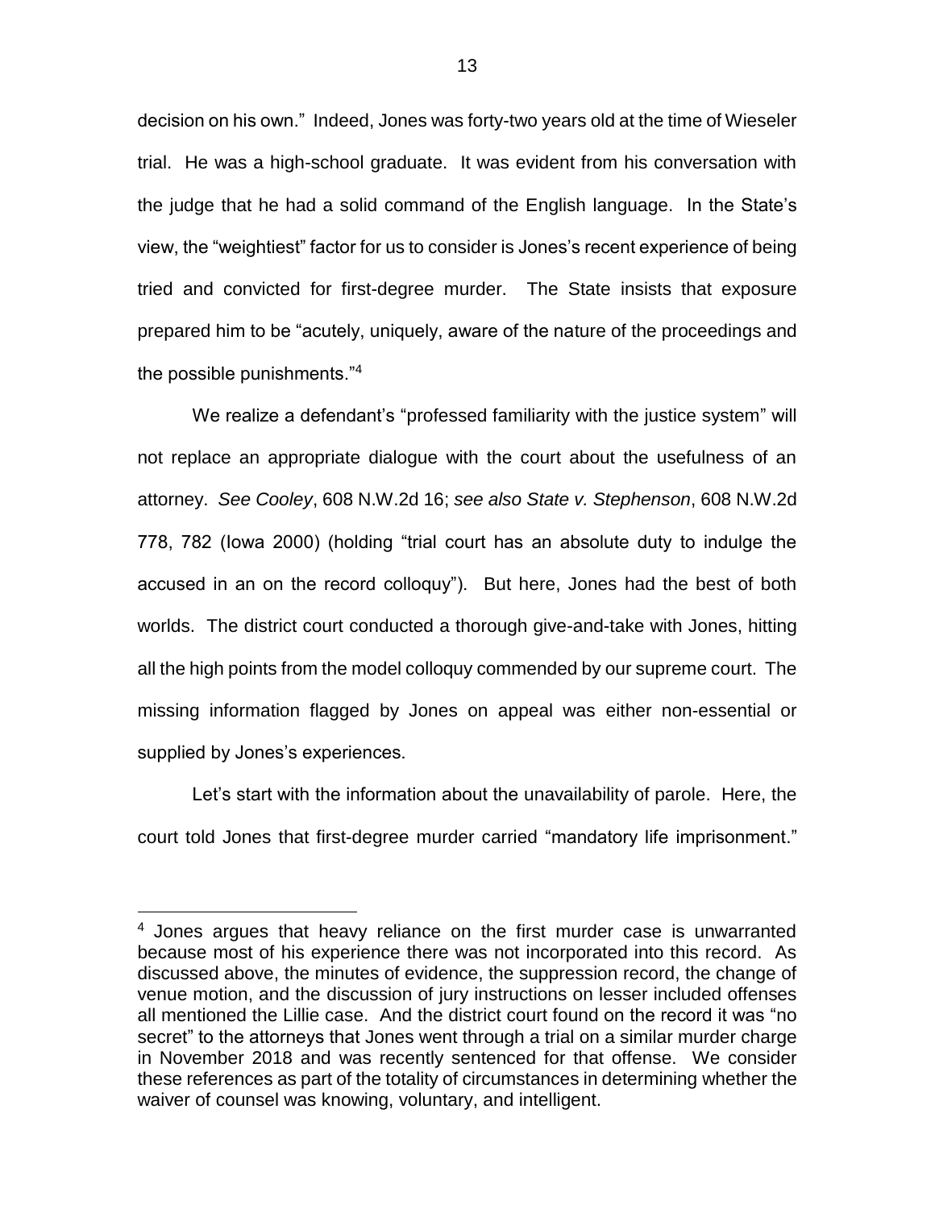decision on his own." Indeed, Jones was forty-two years old at the time of Wieseler trial. He was a high-school graduate. It was evident from his conversation with the judge that he had a solid command of the English language. In the State's view, the "weightiest" factor for us to consider is Jones's recent experience of being tried and convicted for first-degree murder. The State insists that exposure prepared him to be "acutely, uniquely, aware of the nature of the proceedings and the possible punishments."[4]

We realize a defendant's "professed familiarity with the justice system" will not replace an appropriate dialogue with the court about the usefulness of an attorney. *See Cooley*, 608 N.W.2d 16; *see also State v. Stephenson*, 608 N.W.2d 778, 782 (Iowa 2000) (holding "trial court has an absolute duty to indulge the accused in an on the record colloquy"). But here, Jones had the best of both worlds. The district court conducted a thorough give-and-take with Jones, hitting all the high points from the model colloquy commended by our supreme court. The missing information flagged by Jones on appeal was either non-essential or supplied by Jones's experiences.

Let's start with the information about the unavailability of parole. Here, the court told Jones that first-degree murder carried "mandatory life imprisonment."

[4] Jones argues that heavy reliance on the first murder case is unwarranted because most of his experience there was not incorporated into this record. As discussed above, the minutes of evidence, the suppression record, the change of venue motion, and the discussion of jury instructions on lesser included offenses all mentioned the Lillie case. And the district court found on the record it was "no secret" to the attorneys that Jones went through a trial on a similar murder charge in November 2018 and was recently sentenced for that offense. We consider these references as part of the totality of circumstances in determining whether the waiver of counsel was knowing, voluntary, and intelligent.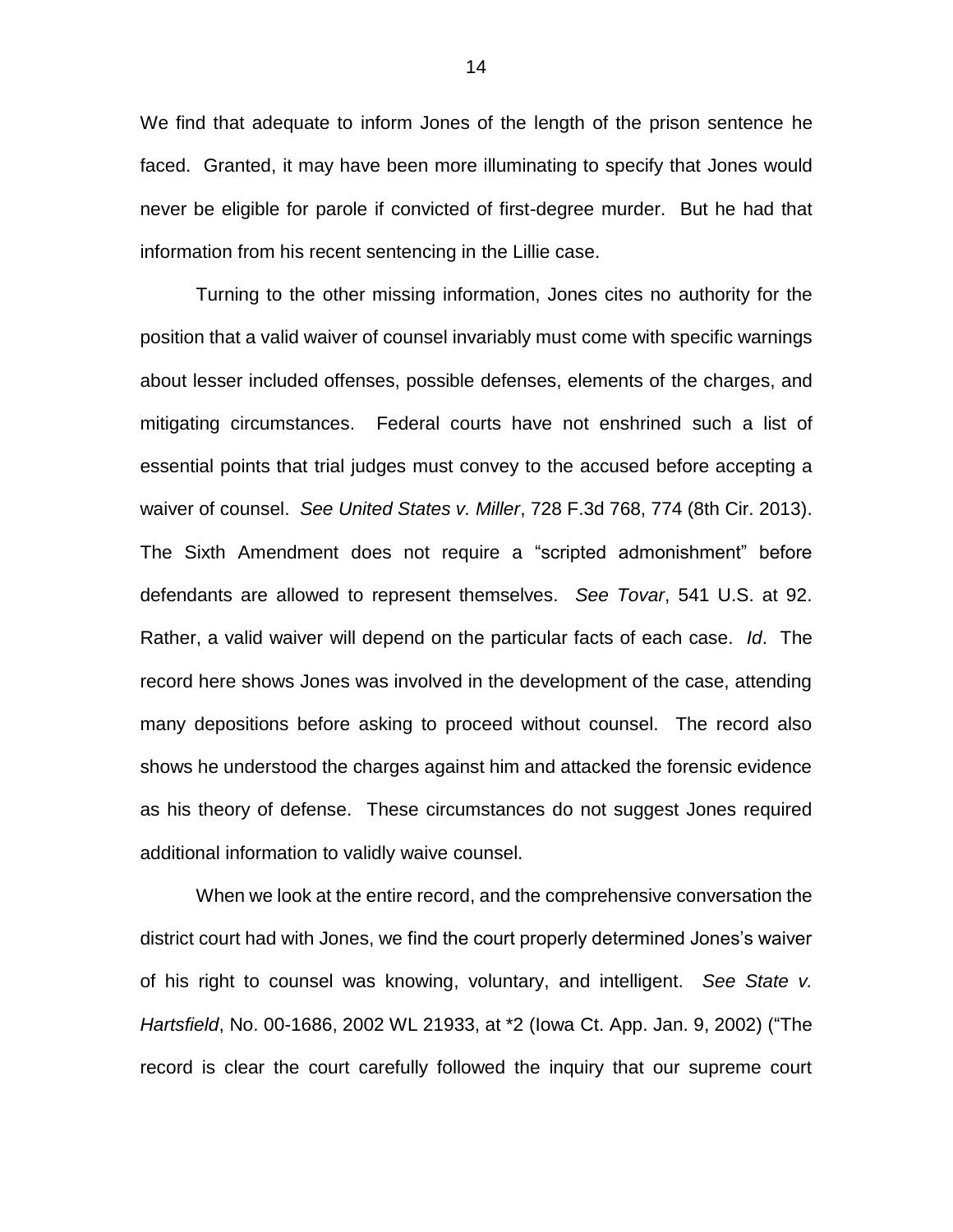We find that adequate to inform Jones of the length of the prison sentence he faced. Granted, it may have been more illuminating to specify that Jones would never be eligible for parole if convicted of first-degree murder. But he had that information from his recent sentencing in the Lillie case.

Turning to the other missing information, Jones cites no authority for the position that a valid waiver of counsel invariably must come with specific warnings about lesser included offenses, possible defenses, elements of the charges, and mitigating circumstances. Federal courts have not enshrined such a list of essential points that trial judges must convey to the accused before accepting a waiver of counsel. *See United States v. Miller*, 728 F.3d 768, 774 (8th Cir. 2013). The Sixth Amendment does not require a "scripted admonishment" before defendants are allowed to represent themselves. *See Tovar*, 541 U.S. at 92. Rather, a valid waiver will depend on the particular facts of each case. *Id*. The record here shows Jones was involved in the development of the case, attending many depositions before asking to proceed without counsel. The record also shows he understood the charges against him and attacked the forensic evidence as his theory of defense. These circumstances do not suggest Jones required additional information to validly waive counsel.

When we look at the entire record, and the comprehensive conversation the district court had with Jones, we find the court properly determined Jones's waiver of his right to counsel was knowing, voluntary, and intelligent. *See State v. Hartsfield*, No. 00-1686, 2002 WL 21933, at *2 (Iowa Ct. App. Jan. 9, 2002) ("The record is clear the court carefully followed the inquiry that our supreme court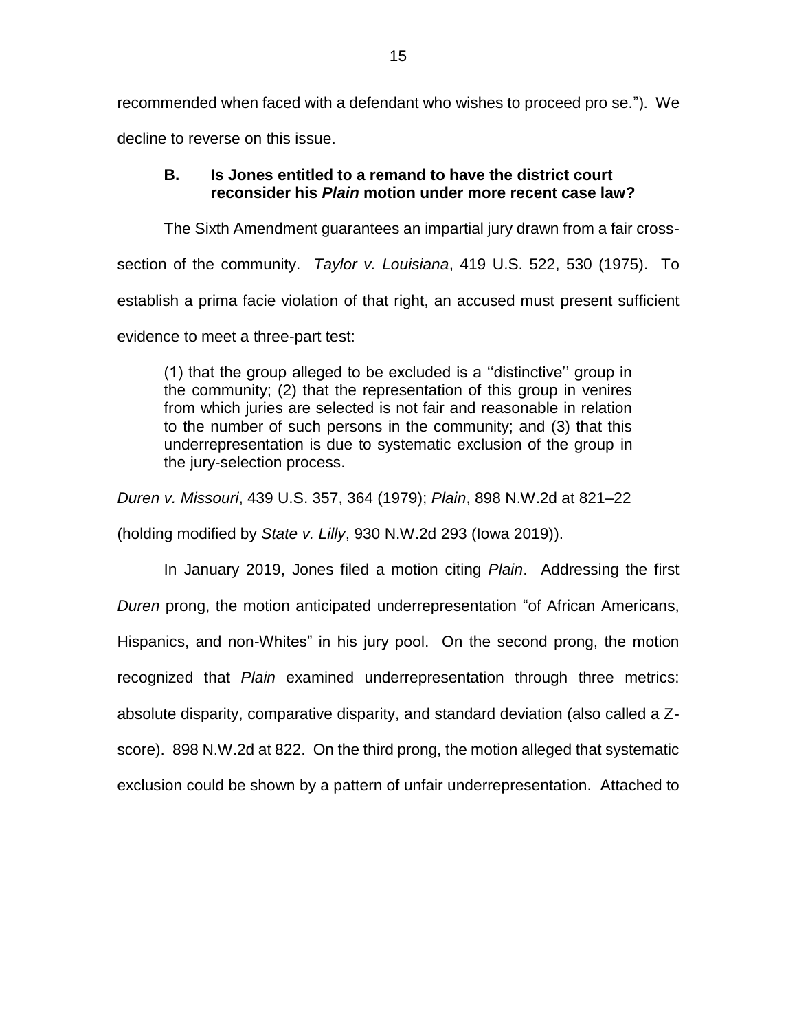recommended when faced with a defendant who wishes to proceed pro se."). We decline to reverse on this issue.

### B. Is Jones entitled to a remand to have the district court reconsider his *Plain* motion under more recent case law?

The Sixth Amendment guarantees an impartial jury drawn from a fair cross-section of the community. *Taylor v. Louisiana*, 419 U.S. 522, 530 (1975). To establish a prima facie violation of that right, an accused must present sufficient evidence to meet a three-part test:

> (1) that the group alleged to be excluded is a ''distinctive'' group in the community; (2) that the representation of this group in venires from which juries are selected is not fair and reasonable in relation to the number of such persons in the community; and (3) that this underrepresentation is due to systematic exclusion of the group in the jury-selection process.

*Duren v. Missouri*, 439 U.S. 357, 364 (1979); *Plain*, 898 N.W.2d at 821–22 (holding modified by *State v. Lilly*, 930 N.W.2d 293 (Iowa 2019)).

In January 2019, Jones filed a motion citing *Plain*. Addressing the first *Duren* prong, the motion anticipated underrepresentation "of African Americans, Hispanics, and non-Whites" in his jury pool. On the second prong, the motion recognized that *Plain* examined underrepresentation through three metrics: absolute disparity, comparative disparity, and standard deviation (also called a Z-score). 898 N.W.2d at 822. On the third prong, the motion alleged that systematic exclusion could be shown by a pattern of unfair underrepresentation. Attached to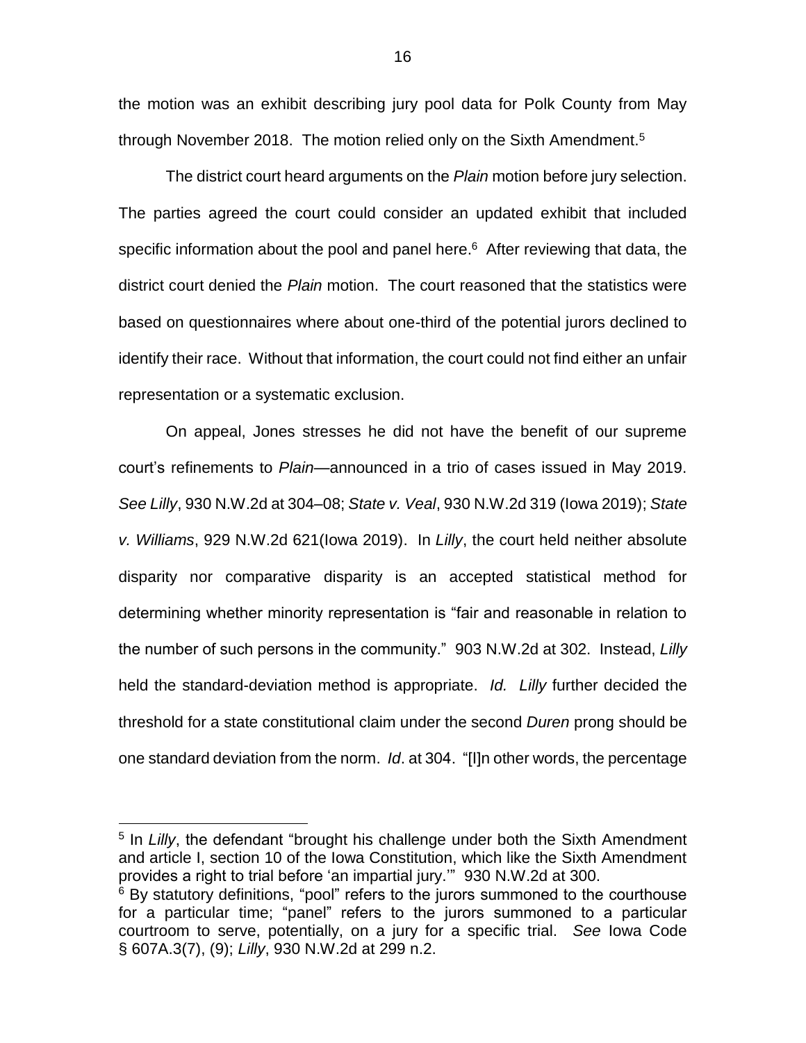the motion was an exhibit describing jury pool data for Polk County from May through November 2018. The motion relied only on the Sixth Amendment.[5]

The district court heard arguments on the *Plain* motion before jury selection. The parties agreed the court could consider an updated exhibit that included specific information about the pool and panel here.[6] After reviewing that data, the district court denied the *Plain* motion. The court reasoned that the statistics were based on questionnaires where about one-third of the potential jurors declined to identify their race. Without that information, the court could not find either an unfair representation or a systematic exclusion.

On appeal, Jones stresses he did not have the benefit of our supreme court's refinements to *Plain*—announced in a trio of cases issued in May 2019. *See Lilly*, 930 N.W.2d at 304–08; *State v. Veal*, 930 N.W.2d 319 (Iowa 2019); *State v. Williams*, 929 N.W.2d 621(Iowa 2019). In *Lilly*, the court held neither absolute disparity nor comparative disparity is an accepted statistical method for determining whether minority representation is "fair and reasonable in relation to the number of such persons in the community." 903 N.W.2d at 302. Instead, *Lilly* held the standard-deviation method is appropriate. *Id.* *Lilly* further decided the threshold for a state constitutional claim under the second *Duren* prong should be one standard deviation from the norm. *Id*. at 304. "[I]n other words, the percentage

---

[5] In *Lilly*, the defendant "brought his challenge under both the Sixth Amendment and article I, section 10 of the Iowa Constitution, which like the Sixth Amendment provides a right to trial before 'an impartial jury.'" 930 N.W.2d at 300.

[6] By statutory definitions, "pool" refers to the jurors summoned to the courthouse for a particular time; "panel" refers to the jurors summoned to a particular courtroom to serve, potentially, on a jury for a specific trial. *See* Iowa Code § 607A.3(7), (9); *Lilly*, 930 N.W.2d at 299 n.2.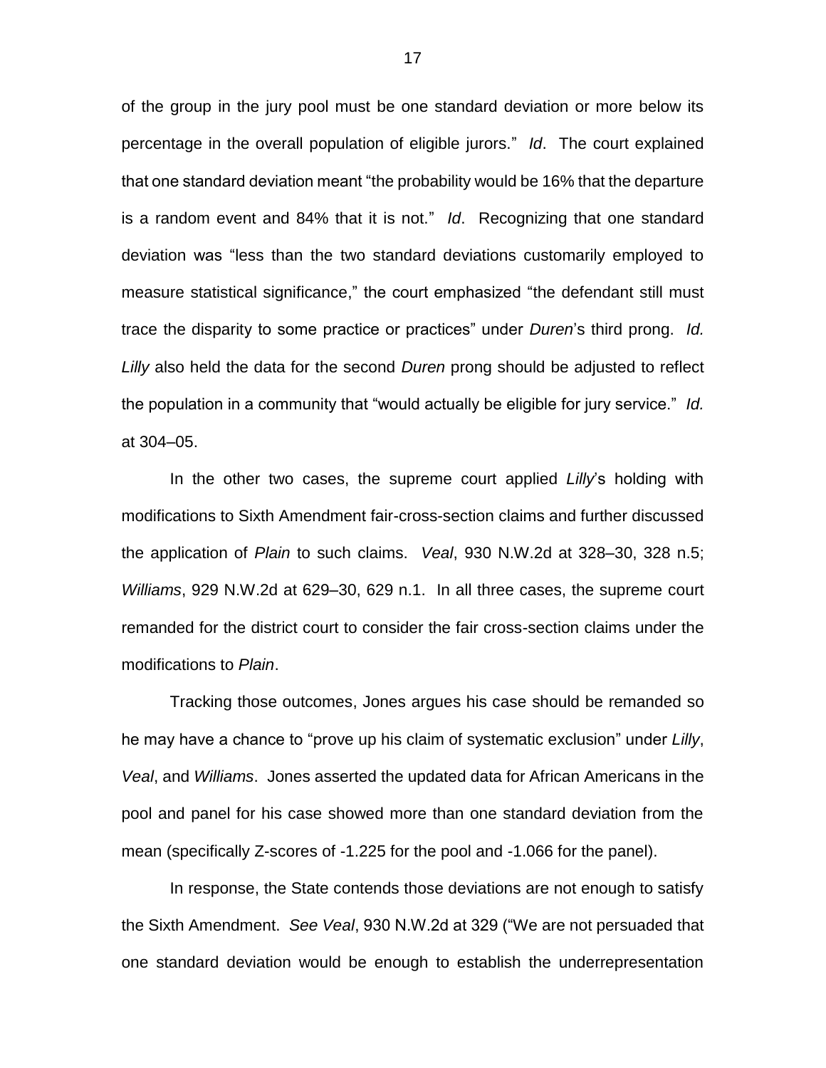of the group in the jury pool must be one standard deviation or more below its percentage in the overall population of eligible jurors." *Id*. The court explained that one standard deviation meant "the probability would be 16% that the departure is a random event and 84% that it is not." *Id*. Recognizing that one standard deviation was "less than the two standard deviations customarily employed to measure statistical significance," the court emphasized "the defendant still must trace the disparity to some practice or practices" under *Duren*'s third prong. *Id. Lilly* also held the data for the second *Duren* prong should be adjusted to reflect the population in a community that "would actually be eligible for jury service." *Id.* at 304–05.

In the other two cases, the supreme court applied *Lilly*'s holding with modifications to Sixth Amendment fair-cross-section claims and further discussed the application of *Plain* to such claims. *Veal*, 930 N.W.2d at 328–30, 328 n.5; *Williams*, 929 N.W.2d at 629–30, 629 n.1. In all three cases, the supreme court remanded for the district court to consider the fair cross-section claims under the modifications to *Plain*.

Tracking those outcomes, Jones argues his case should be remanded so he may have a chance to "prove up his claim of systematic exclusion" under *Lilly*, *Veal*, and *Williams*. Jones asserted the updated data for African Americans in the pool and panel for his case showed more than one standard deviation from the mean (specifically Z-scores of -1.225 for the pool and -1.066 for the panel).

In response, the State contends those deviations are not enough to satisfy the Sixth Amendment. *See Veal*, 930 N.W.2d at 329 ("We are not persuaded that one standard deviation would be enough to establish the underrepresentation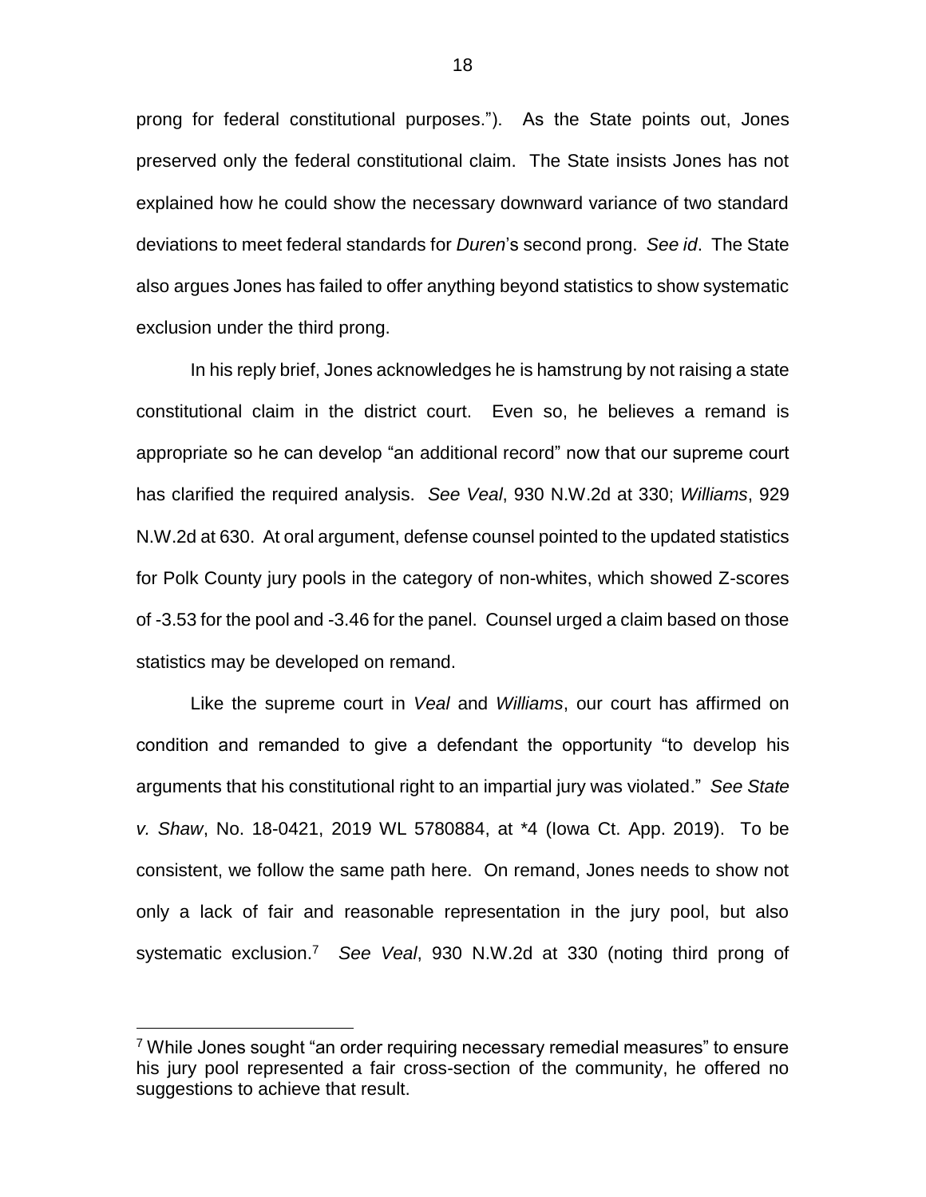prong for federal constitutional purposes."). As the State points out, Jones preserved only the federal constitutional claim. The State insists Jones has not explained how he could show the necessary downward variance of two standard deviations to meet federal standards for *Duren*'s second prong. *See id*. The State also argues Jones has failed to offer anything beyond statistics to show systematic exclusion under the third prong.

In his reply brief, Jones acknowledges he is hamstrung by not raising a state constitutional claim in the district court. Even so, he believes a remand is appropriate so he can develop "an additional record" now that our supreme court has clarified the required analysis. *See Veal*, 930 N.W.2d at 330; *Williams*, 929 N.W.2d at 630. At oral argument, defense counsel pointed to the updated statistics for Polk County jury pools in the category of non-whites, which showed Z-scores of -3.53 for the pool and -3.46 for the panel. Counsel urged a claim based on those statistics may be developed on remand.

Like the supreme court in *Veal* and *Williams*, our court has affirmed on condition and remanded to give a defendant the opportunity "to develop his arguments that his constitutional right to an impartial jury was violated." *See State v. Shaw*, No. 18-0421, 2019 WL 5780884, at \*4 (Iowa Ct. App. 2019). To be consistent, we follow the same path here. On remand, Jones needs to show not only a lack of fair and reasonable representation in the jury pool, but also systematic exclusion.[7] *See Veal*, 930 N.W.2d at 330 (noting third prong of

---

[7] While Jones sought "an order requiring necessary remedial measures" to ensure his jury pool represented a fair cross-section of the community, he offered no suggestions to achieve that result.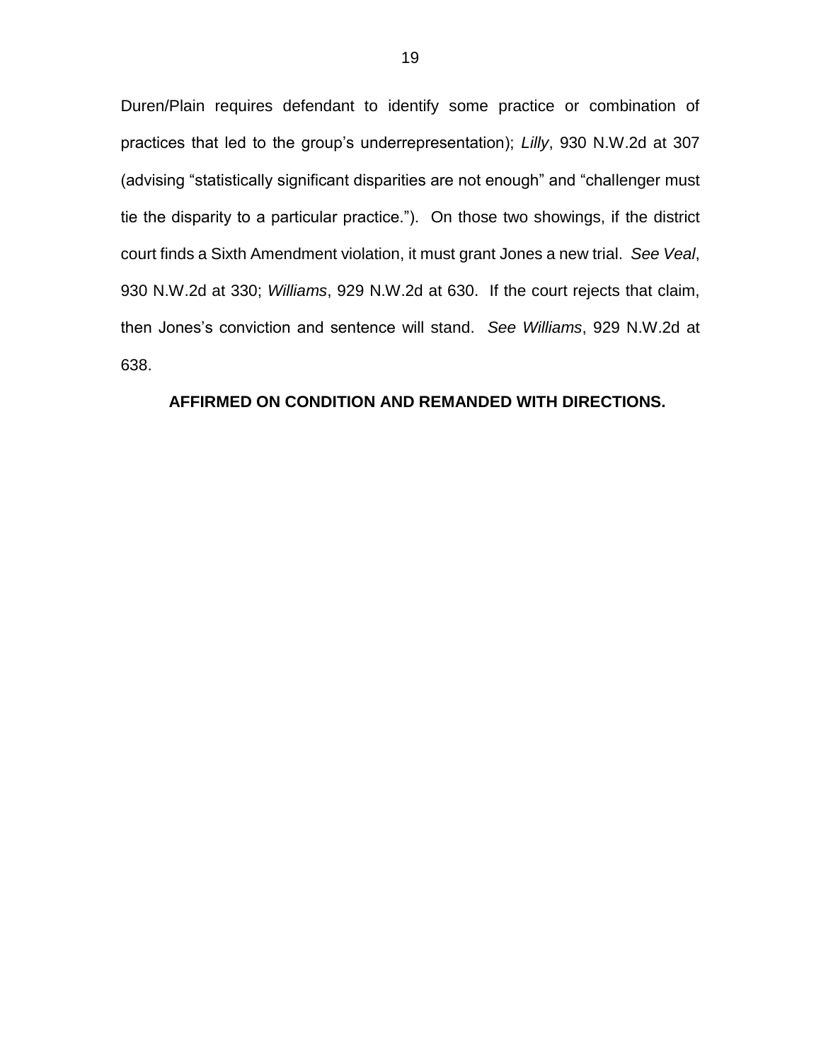Duren/Plain requires defendant to identify some practice or combination of practices that led to the group's underrepresentation); *Lilly*, 930 N.W.2d at 307 (advising "statistically significant disparities are not enough" and "challenger must tie the disparity to a particular practice."). On those two showings, if the district court finds a Sixth Amendment violation, it must grant Jones a new trial. *See Veal*, 930 N.W.2d at 330; *Williams*, 929 N.W.2d at 630. If the court rejects that claim, then Jones's conviction and sentence will stand. *See Williams*, 929 N.W.2d at 638.

**AFFIRMED ON CONDITION AND REMANDED WITH DIRECTIONS.**